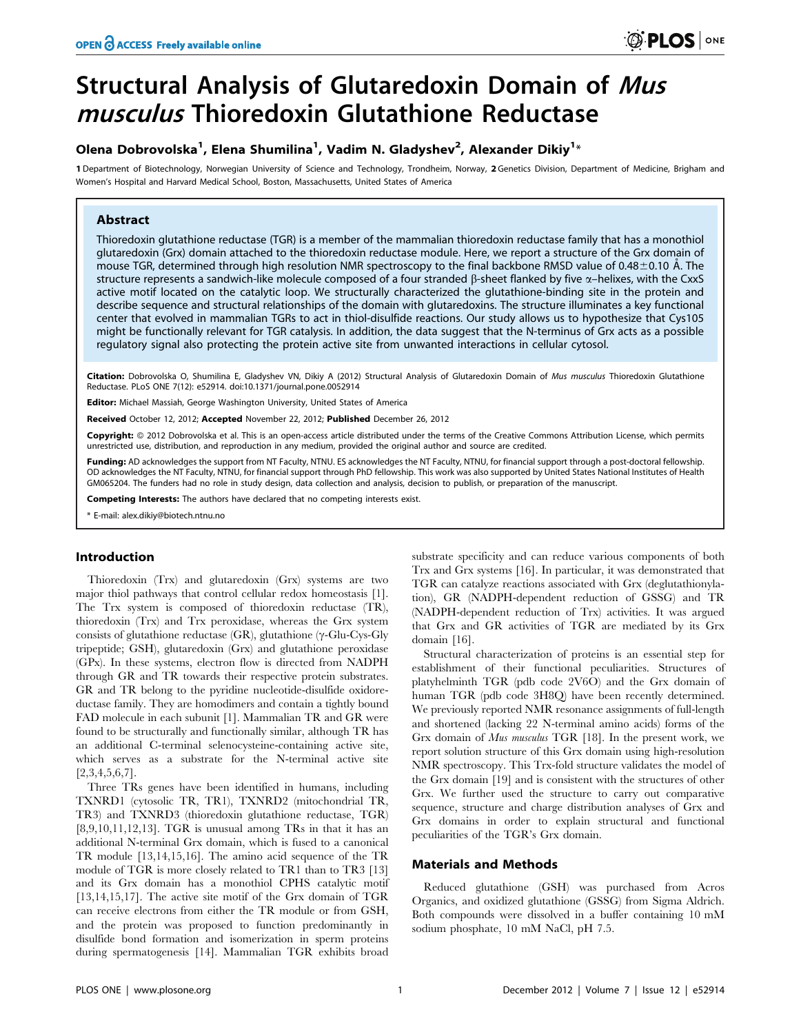# Structural Analysis of Glutaredoxin Domain of *Mus musculus* Thioredoxin Glutathione Reductase

**Olena Dobrovolska[1], Elena Shumilina[1], Vadim N. Gladyshev[2], Alexander Dikiy[1]***

1 Department of Biotechnology, Norwegian University of Science and Technology, Trondheim, Norway, 2 Genetics Division, Department of Medicine, Brigham and Women's Hospital and Harvard Medical School, Boston, Massachusetts, United States of America

## Abstract

Thioredoxin glutathione reductase (TGR) is a member of the mammalian thioredoxin reductase family that has a monothiol glutaredoxin (Grx) domain attached to the thioredoxin reductase module. Here, we report a structure of the Grx domain of mouse TGR, determined through high resolution NMR spectroscopy to the final backbone RMSD value of 0.48±0.10 Å. The structure represents a sandwich-like molecule composed of a four stranded β-sheet flanked by five α–helixes, with the CxxS active motif located on the catalytic loop. We structurally characterized the glutathione-binding site in the protein and describe sequence and structural relationships of the domain with glutaredoxins. The structure illuminates a key functional center that evolved in mammalian TGRs to act in thiol-disulfide reactions. Our study allows us to hypothesize that Cys105 might be functionally relevant for TGR catalysis. In addition, the data suggest that the N-terminus of Grx acts as a possible regulatory signal also protecting the protein active site from unwanted interactions in cellular cytosol.

**Citation:** Dobrovolska O, Shumilina E, Gladyshev VN, Dikiy A (2012) Structural Analysis of Glutaredoxin Domain of *Mus musculus* Thioredoxin Glutathione Reductase. PLoS ONE 7(12): e52914. doi:10.1371/journal.pone.0052914

**Editor:** Michael Massiah, George Washington University, United States of America

**Received** October 12, 2012; **Accepted** November 22, 2012; **Published** December 26, 2012

**Copyright:** © 2012 Dobrovolska et al. This is an open-access article distributed under the terms of the Creative Commons Attribution License, which permits unrestricted use, distribution, and reproduction in any medium, provided the original author and source are credited.

**Funding:** AD acknowledges the support from NT Faculty, NTNU. ES acknowledges the NT Faculty, NTNU, for financial support through a post-doctoral fellowship. OD acknowledges the NT Faculty, NTNU, for financial support through PhD fellowship. This work was also supported by United States National Institutes of Health GM065204. The funders had no role in study design, data collection and analysis, decision to publish, or preparation of the manuscript.

**Competing Interests:** The authors have declared that no competing interests exist.

\* E-mail: alex.dikiy@biotech.ntnu.no

## Introduction

Thioredoxin (Trx) and glutaredoxin (Grx) systems are two major thiol pathways that control cellular redox homeostasis [1]. The Trx system is composed of thioredoxin reductase (TR), thioredoxin (Trx) and Trx peroxidase, whereas the Grx system consists of glutathione reductase (GR), glutathione (γ-Glu-Cys-Gly tripeptide; GSH), glutaredoxin (Grx) and glutathione peroxidase (GPx). In these systems, electron flow is directed from NADPH through GR and TR towards their respective protein substrates. GR and TR belong to the pyridine nucleotide-disulfide oxidoreductase family. They are homodimers and contain a tightly bound FAD molecule in each subunit [1]. Mammalian TR and GR were found to be structurally and functionally similar, although TR has an additional C-terminal selenocysteine-containing active site, which serves as a substrate for the N-terminal active site [2,3,4,5,6,7].

Three TRs genes have been identified in humans, including TXNRD1 (cytosolic TR, TR1), TXNRD2 (mitochondrial TR, TR3) and TXNRD3 (thioredoxin glutathione reductase, TGR) [8,9,10,11,12,13]. TGR is unusual among TRs in that it has an additional N-terminal Grx domain, which is fused to a canonical TR module [13,14,15,16]. The amino acid sequence of the TR module of TGR is more closely related to TR1 than to TR3 [13] and its Grx domain has a monothiol CPHS catalytic motif [13,14,15,17]. The active site motif of the Grx domain of TGR can receive electrons from either the TR module or from GSH, and the protein was proposed to function predominantly in disulfide bond formation and isomerization in sperm proteins during spermatogenesis [14]. Mammalian TGR exhibits broad substrate specificity and can reduce various components of both Trx and Grx systems [16]. In particular, it was demonstrated that TGR can catalyze reactions associated with Grx (deglutathionylation), GR (NADPH-dependent reduction of GSSG) and TR (NADPH-dependent reduction of Trx) activities. It was argued that Grx and GR activities of TGR are mediated by its Grx domain [16].

Structural characterization of proteins is an essential step for establishment of their functional peculiarities. Structures of platyhelminth TGR (pdb code 2V6O) and the Grx domain of human TGR (pdb code 3H8Q) have been recently determined. We previously reported NMR resonance assignments of full-length and shortened (lacking 22 N-terminal amino acids) forms of the Grx domain of *Mus musculus* TGR [18]. In the present work, we report solution structure of this Grx domain using high-resolution NMR spectroscopy. This Trx-fold structure validates the model of the Grx domain [19] and is consistent with the structures of other Grx. We further used the structure to carry out comparative sequence, structure and charge distribution analyses of Grx and Grx domains in order to explain structural and functional peculiarities of the TGR's Grx domain.

## Materials and Methods

Reduced glutathione (GSH) was purchased from Acros Organics, and oxidized glutathione (GSSG) from Sigma Aldrich. Both compounds were dissolved in a buffer containing 10 mM sodium phosphate, 10 mM NaCl, pH 7.5.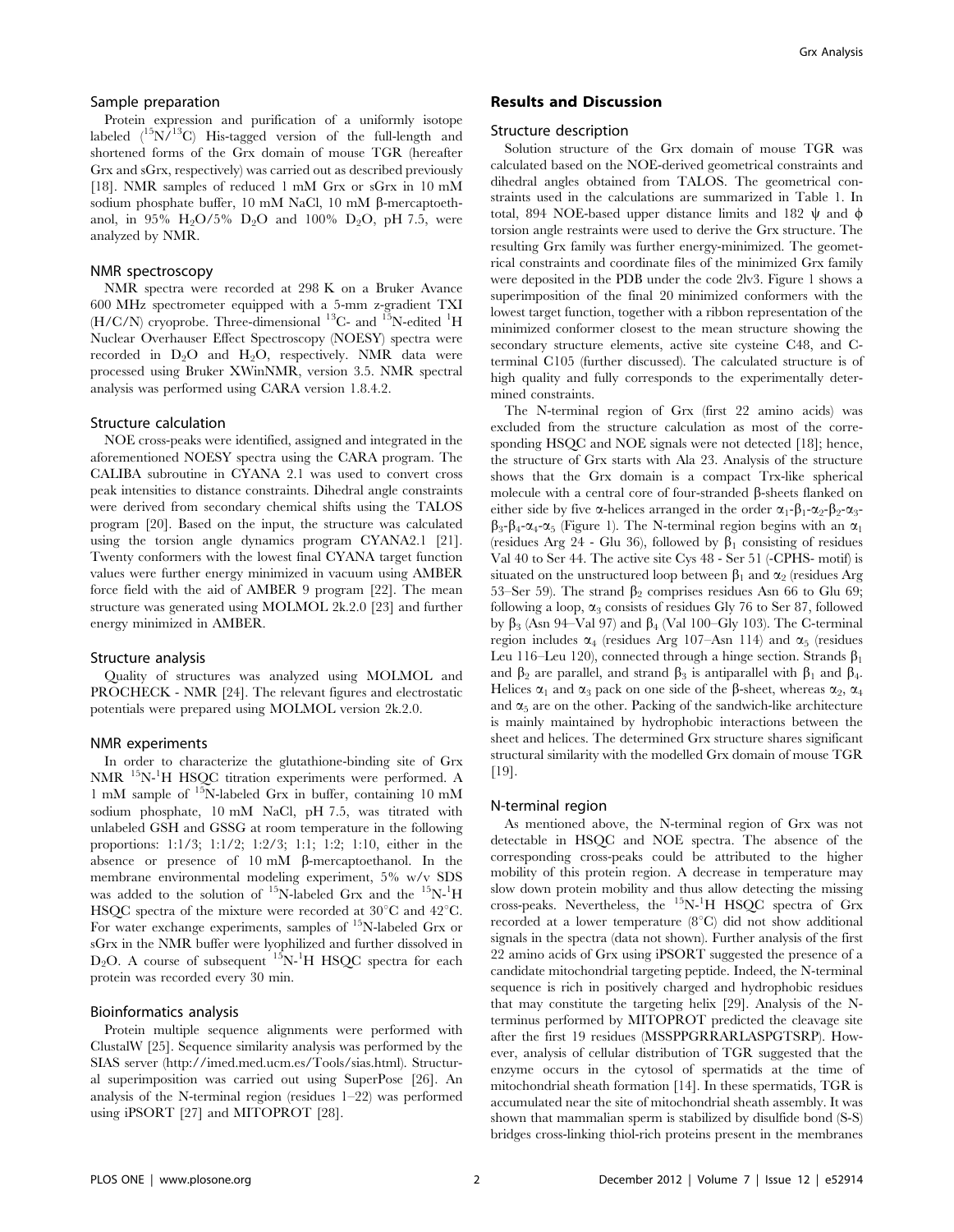### Sample preparation

Protein expression and purification of a uniformly isotope labeled ($^{15}N/^{13}C$) His-tagged version of the full-length and shortened forms of the Grx domain of mouse TGR (hereafter Grx and sGrx, respectively) was carried out as described previously [18]. NMR samples of reduced 1 mM Grx or sGrx in 10 mM sodium phosphate buffer, 10 mM NaCl, 10 mM β-mercaptoethanol, in 95% $H_2O$/5% $D_2O$ and 100% $D_2O$, pH 7.5, were analyzed by NMR.

### NMR spectroscopy

NMR spectra were recorded at 298 K on a Bruker Avance 600 MHz spectrometer equipped with a 5-mm z-gradient TXI (H/C/N) cryoprobe. Three-dimensional $^{13}C$- and $^{15}N$-edited $^{1}H$ Nuclear Overhauser Effect Spectroscopy (NOESY) spectra were recorded in $D_2O$ and $H_2O$, respectively. NMR data were processed using Bruker XWinNMR, version 3.5. NMR spectral analysis was performed using CARA version 1.8.4.2.

### Structure calculation

NOE cross-peaks were identified, assigned and integrated in the aforementioned NOESY spectra using the CARA program. The CALIBA subroutine in CYANA 2.1 was used to convert cross peak intensities to distance constraints. Dihedral angle constraints were derived from secondary chemical shifts using the TALOS program [20]. Based on the input, the structure was calculated using the torsion angle dynamics program CYANA2.1 [21]. Twenty conformers with the lowest final CYANA target function values were further energy minimized in vacuum using AMBER force field with the aid of AMBER 9 program [22]. The mean structure was generated using MOLMOL 2k.2.0 [23] and further energy minimized in AMBER.

### Structure analysis

Quality of structures was analyzed using MOLMOL and PROCHECK - NMR [24]. The relevant figures and electrostatic potentials were prepared using MOLMOL version 2k.2.0.

### NMR experiments

In order to characterize the glutathione-binding site of Grx NMR $^{15}N$-$^{1}H$ HSQC titration experiments were performed. A 1 mM sample of $^{15}N$-labeled Grx in buffer, containing 10 mM sodium phosphate, 10 mM NaCl, pH 7.5, was titrated with unlabeled GSH and GSSG at room temperature in the following proportions: 1:1/3; 1:1/2; 1:2/3; 1:1; 1:2; 1:10, either in the absence or presence of 10 mM β-mercaptoethanol. In the membrane environmental modeling experiment, 5% w/v SDS was added to the solution of $^{15}N$-labeled Grx and the $^{15}N$-$^{1}H$ HSQC spectra of the mixture were recorded at 30°C and 42°C. For water exchange experiments, samples of $^{15}N$-labeled Grx or sGrx in the NMR buffer were lyophilized and further dissolved in $D_2O$. A course of subsequent $^{15}N$-$^{1}H$ HSQC spectra for each protein was recorded every 30 min.

### Bioinformatics analysis

Protein multiple sequence alignments were performed with ClustalW [25]. Sequence similarity analysis was performed by the SIAS server (http://imed.med.ucm.es/Tools/sias.html). Structural superimposition was carried out using SuperPose [26]. An analysis of the N-terminal region (residues 1–22) was performed using iPSORT [27] and MITOPROT [28].

## Results and Discussion

### Structure description

Solution structure of the Grx domain of mouse TGR was calculated based on the NOE-derived geometrical constraints and dihedral angles obtained from TALOS. The geometrical constraints used in the calculations are summarized in Table 1. In total, 894 NOE-based upper distance limits and 182 ψ and φ torsion angle restraints were used to derive the Grx structure. The resulting Grx family was further energy-minimized. The geometrical constraints and coordinate files of the minimized Grx family were deposited in the PDB under the code 2lv3. Figure 1 shows a superimposition of the final 20 minimized conformers with the lowest target function, together with a ribbon representation of the minimized conformer closest to the mean structure showing the secondary structure elements, active site cysteine C48, and C-terminal C105 (further discussed). The calculated structure is of high quality and fully corresponds to the experimentally determined constraints.

The N-terminal region of Grx (first 22 amino acids) was excluded from the structure calculation as most of the corresponding HSQC and NOE signals were not detected [18]; hence, the structure of Grx starts with Ala 23. Analysis of the structure shows that the Grx domain is a compact Trx-like spherical molecule with a central core of four-stranded β-sheets flanked on either side by five α-helices arranged in the order $\alpha_1$-$\beta_1$-$\alpha_2$-$\beta_2$-$\alpha_3$-$\beta_3$-$\beta_4$-$\alpha_4$-$\alpha_5$ (Figure 1). The N-terminal region begins with an $\alpha_1$ (residues Arg 24 - Glu 36), followed by $\beta_1$ consisting of residues Val 40 to Ser 44. The active site Cys 48 - Ser 51 (-CPHS- motif) is situated on the unstructured loop between $\beta_1$ and $\alpha_2$ (residues Arg 53–Ser 59). The strand $\beta_2$ comprises residues Asn 66 to Glu 69; following a loop, $\alpha_3$ consists of residues Gly 76 to Ser 87, followed by $\beta_3$ (Asn 94–Val 97) and $\beta_4$ (Val 100–Gly 103). The C-terminal region includes $\alpha_4$ (residues Arg 107–Asn 114) and $\alpha_5$ (residues Leu 116–Leu 120), connected through a hinge section. Strands $\beta_1$ and $\beta_2$ are parallel, and strand $\beta_3$ is antiparallel with $\beta_1$ and $\beta_4$. Helices $\alpha_1$ and $\alpha_3$ pack on one side of the β-sheet, whereas $\alpha_2$, $\alpha_4$ and $\alpha_5$ are on the other. Packing of the sandwich-like architecture is mainly maintained by hydrophobic interactions between the sheet and helices. The determined Grx structure shares significant structural similarity with the modelled Grx domain of mouse TGR [19].

### N-terminal region

As mentioned above, the N-terminal region of Grx was not detectable in HSQC and NOE spectra. The absence of the corresponding cross-peaks could be attributed to the higher mobility of this protein region. A decrease in temperature may slow down protein mobility and thus allow detecting the missing cross-peaks. Nevertheless, the $^{15}N$-$^{1}H$ HSQC spectra of Grx recorded at a lower temperature (8°C) did not show additional signals in the spectra (data not shown). Further analysis of the first 22 amino acids of Grx using iPSORT suggested the presence of a candidate mitochondrial targeting peptide. Indeed, the N-terminal sequence is rich in positively charged and hydrophobic residues that may constitute the targeting helix [29]. Analysis of the N-terminus performed by MITOPROT predicted the cleavage site after the first 19 residues (MSSPPGRRARLASPGTSRP). However, analysis of cellular distribution of TGR suggested that the enzyme occurs in the cytosol of spermatids at the time of mitochondrial sheath formation [14]. In these spermatids, TGR is accumulated near the site of mitochondrial sheath assembly. It was shown that mammalian sperm is stabilized by disulfide bond (S-S) bridges cross-linking thiol-rich proteins present in the membranes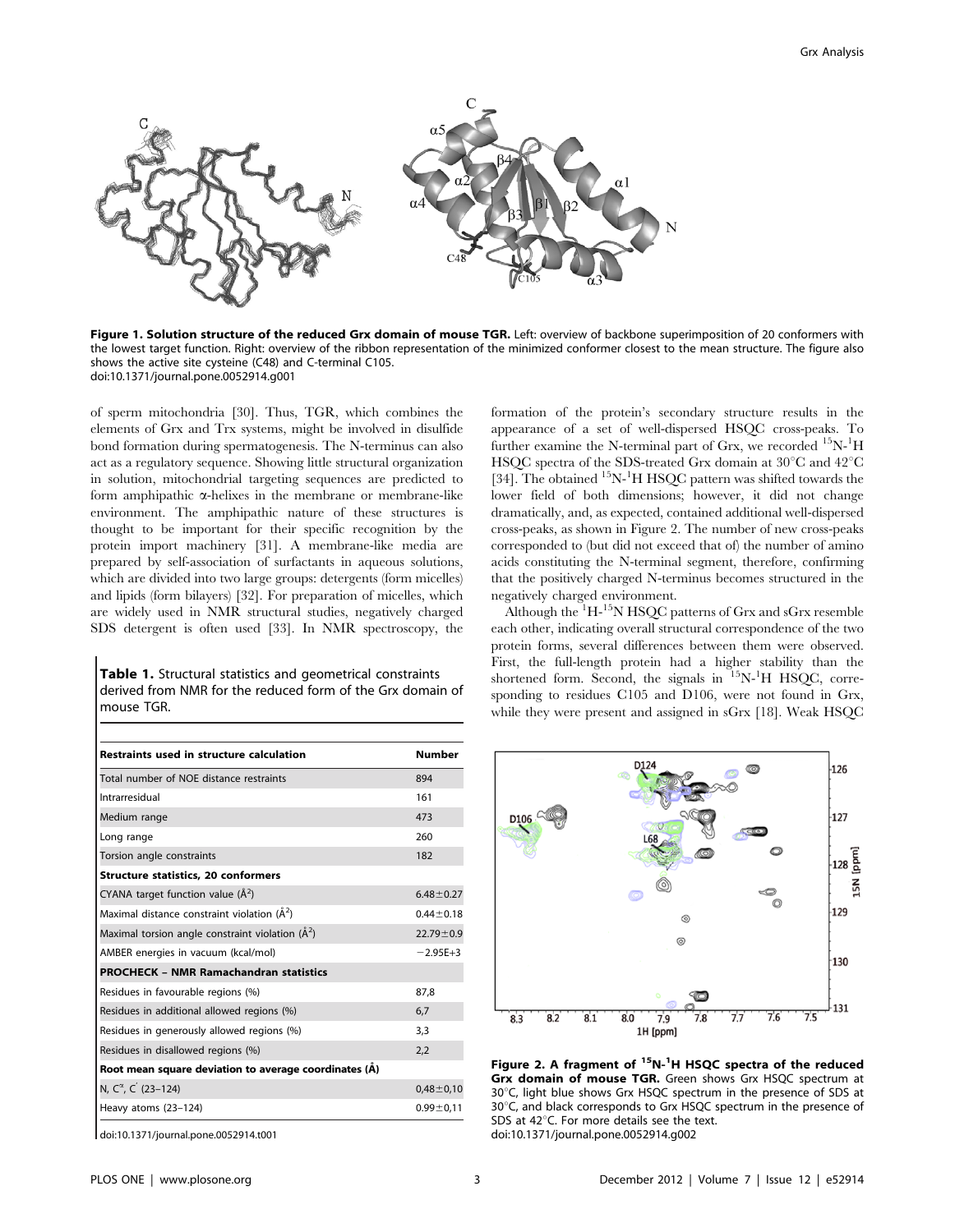**Figure 1. Solution structure of the reduced Grx domain of mouse TGR.** Left: overview of backbone superimposition of 20 conformers with the lowest target function. Right: overview of the ribbon representation of the minimized conformer closest to the mean structure. The figure also shows the active site cysteine (C48) and C-terminal C105.
doi:10.1371/journal.pone.0052914.g001

of sperm mitochondria [30]. Thus, TGR, which combines the elements of Grx and Trx systems, might be involved in disulfide bond formation during spermatogenesis. The N-terminus can also act as a regulatory sequence. Showing little structural organization in solution, mitochondrial targeting sequences are predicted to form amphipathic α-helixes in the membrane or membrane-like environment. The amphipathic nature of these structures is thought to be important for their specific recognition by the protein import machinery [31]. A membrane-like media are prepared by self-association of surfactants in aqueous solutions, which are divided into two large groups: detergents (form micelles) and lipids (form bilayers) [32]. For preparation of micelles, which are widely used in NMR structural studies, negatively charged SDS detergent is often used [33]. In NMR spectroscopy, the formation of the protein's secondary structure results in the appearance of a set of well-dispersed HSQC cross-peaks. To further examine the N-terminal part of Grx, we recorded $^{15}$N-$^{1}$H HSQC spectra of the SDS-treated Grx domain at 30°C and 42°C [34]. The obtained $^{15}$N-$^{1}$H HSQC pattern was shifted towards the lower field of both dimensions; however, it did not change dramatically, and, as expected, contained additional well-dispersed cross-peaks, as shown in Figure 2. The number of new cross-peaks corresponded to (but did not exceed that of) the number of amino acids constituting the N-terminal segment, therefore, confirming that the positively charged N-terminus becomes structured in the negatively charged environment.

Although the $^{1}$H-$^{15}$N HSQC patterns of Grx and sGrx resemble each other, indicating overall structural correspondence of the two protein forms, several differences between them were observed. First, the full-length protein had a higher stability than the shortened form. Second, the signals in $^{15}$N-$^{1}$H HSQC, corresponding to residues C105 and D106, were not found in Grx, while they were present and assigned in sGrx [18]. Weak HSQC

**Table 1.** Structural statistics and geometrical constraints derived from NMR for the reduced form of the Grx domain of mouse TGR.

| Restraints used in structure calculation | Number |
|---|---|
| Total number of NOE distance restraints | 894 |
| Intrarresidual | 161 |
| Medium range | 473 |
| Long range | 260 |
| Torsion angle constraints | 182 |
| **Structure statistics, 20 conformers** | |
| CYANA target function value (Å$^2$) | 6.48±0.27 |
| Maximal distance constraint violation (Å$^2$) | 0.44±0.18 |
| Maximal torsion angle constraint violation (Å$^2$) | 22.79±0.9 |
| AMBER energies in vacuum (kcal/mol) | −2.95E+3 |
| **PROCHECK – NMR Ramachandran statistics** | |
| Residues in favourable regions (%) | 87,8 |
| Residues in additional allowed regions (%) | 6,7 |
| Residues in generously allowed regions (%) | 3,3 |
| Residues in disallowed regions (%) | 2,2 |
| **Root mean square deviation to average coordinates (Å)** | |
| N, C$^{\alpha}$, C$^{'}$ (23–124) | 0,48±0,10 |
| Heavy atoms (23–124) | 0.99±0,11 |

doi:10.1371/journal.pone.0052914.t001

**Figure 2. A fragment of $^{15}$N-$^{1}$H HSQC spectra of the reduced Grx domain of mouse TGR.** Green shows Grx HSQC spectrum at 30°C, light blue shows Grx HSQC spectrum in the presence of SDS at 30°C, and black corresponds to Grx HSQC spectrum in the presence of SDS at 42°C. For more details see the text.
doi:10.1371/journal.pone.0052914.g002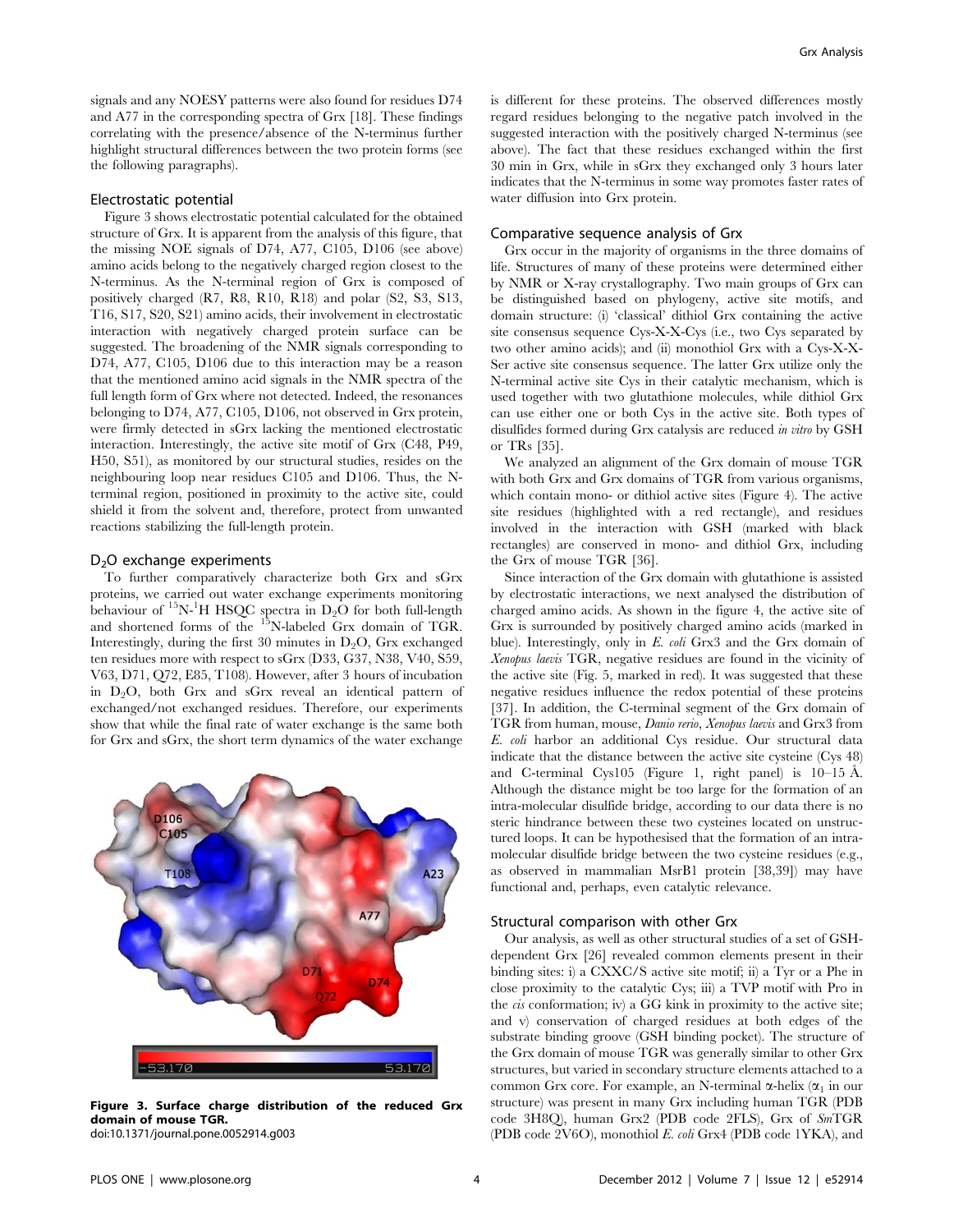signals and any NOESY patterns were also found for residues D74 and A77 in the corresponding spectra of Grx [18]. These findings correlating with the presence/absence of the N-terminus further highlight structural differences between the two protein forms (see the following paragraphs).

## Electrostatic potential

Figure 3 shows electrostatic potential calculated for the obtained structure of Grx. It is apparent from the analysis of this figure, that the missing NOE signals of D74, A77, C105, D106 (see above) amino acids belong to the negatively charged region closest to the N-terminus. As the N-terminal region of Grx is composed of positively charged (R7, R8, R10, R18) and polar (S2, S3, S13, T16, S17, S20, S21) amino acids, their involvement in electrostatic interaction with negatively charged protein surface can be suggested. The broadening of the NMR signals corresponding to D74, A77, C105, D106 due to this interaction may be a reason that the mentioned amino acid signals in the NMR spectra of the full length form of Grx where not detected. Indeed, the resonances belonging to D74, A77, C105, D106, not observed in Grx protein, were firmly detected in sGrx lacking the mentioned electrostatic interaction. Interestingly, the active site motif of Grx (C48, P49, H50, S51), as monitored by our structural studies, resides on the neighbouring loop near residues C105 and D106. Thus, the N-terminal region, positioned in proximity to the active site, could shield it from the solvent and, therefore, protect from unwanted reactions stabilizing the full-length protein.

## $D_2O$ exchange experiments

To further comparatively characterize both Grx and sGrx proteins, we carried out water exchange experiments monitoring behaviour of $^{15}N$-$^{1}H$ HSQC spectra in $D_2O$ for both full-length and shortened forms of the $^{15}N$-labeled Grx domain of TGR. Interestingly, during the first 30 minutes in $D_2O$, Grx exchanged ten residues more with respect to sGrx (D33, G37, N38, V40, S59, V63, D71, Q72, E85, T108). However, after 3 hours of incubation in $D_2O$, both Grx and sGrx reveal an identical pattern of exchanged/not exchanged residues. Therefore, our experiments show that while the final rate of water exchange is the same both for Grx and sGrx, the short term dynamics of the water exchange is different for these proteins. The observed differences mostly regard residues belonging to the negative patch involved in the suggested interaction with the positively charged N-terminus (see above). The fact that these residues exchanged within the first 30 min in Grx, while in sGrx they exchanged only 3 hours later indicates that the N-terminus in some way promotes faster rates of water diffusion into Grx protein.

**Figure 3. Surface charge distribution of the reduced Grx domain of mouse TGR.**
doi:10.1371/journal.pone.0052914.g003

## Comparative sequence analysis of Grx

Grx occur in the majority of organisms in the three domains of life. Structures of many of these proteins were determined either by NMR or X-ray crystallography. Two main groups of Grx can be distinguished based on phylogeny, active site motifs, and domain structure: (i) 'classical' dithiol Grx containing the active site consensus sequence Cys-X-X-Cys (i.e., two Cys separated by two other amino acids); and (ii) monothiol Grx with a Cys-X-X-Ser active site consensus sequence. The latter Grx utilize only the N-terminal active site Cys in their catalytic mechanism, which is used together with two glutathione molecules, while dithiol Grx can use either one or both Cys in the active site. Both types of disulfides formed during Grx catalysis are reduced *in vitro* by GSH or TRs [35].

We analyzed an alignment of the Grx domain of mouse TGR with both Grx and Grx domains of TGR from various organisms, which contain mono- or dithiol active sites (Figure 4). The active site residues (highlighted with a red rectangle), and residues involved in the interaction with GSH (marked with black rectangles) are conserved in mono- and dithiol Grx, including the Grx of mouse TGR [36].

Since interaction of the Grx domain with glutathione is assisted by electrostatic interactions, we next analysed the distribution of charged amino acids. As shown in the figure 4, the active site of Grx is surrounded by positively charged amino acids (marked in blue). Interestingly, only in *E. coli* Grx3 and the Grx domain of *Xenopus laevis* TGR, negative residues are found in the vicinity of the active site (Fig. 5, marked in red). It was suggested that these negative residues influence the redox potential of these proteins [37]. In addition, the C-terminal segment of the Grx domain of TGR from human, mouse, *Danio rerio*, *Xenopus laevis* and Grx3 from *E. coli* harbor an additional Cys residue. Our structural data indicate that the distance between the active site cysteine (Cys 48) and C-terminal Cys105 (Figure 1, right panel) is 10–15 Å. Although the distance might be too large for the formation of an intra-molecular disulfide bridge, according to our data there is no steric hindrance between these two cysteines located on unstructured loops. It can be hypothesised that the formation of an intra-molecular disulfide bridge between the two cysteine residues (e.g., as observed in mammalian MsrB1 protein [38,39]) may have functional and, perhaps, even catalytic relevance.

## Structural comparison with other Grx

Our analysis, as well as other structural studies of a set of GSH-dependent Grx [26] revealed common elements present in their binding sites: i) a CXXC/S active site motif; ii) a Tyr or a Phe in close proximity to the catalytic Cys; iii) a TVP motif with Pro in the *cis* conformation; iv) a GG kink in proximity to the active site; and v) conservation of charged residues at both edges of the substrate binding groove (GSH binding pocket). The structure of the Grx domain of mouse TGR was generally similar to other Grx structures, but varied in secondary structure elements attached to a common Grx core. For example, an N-terminal α-helix ($\alpha_1$ in our structure) was present in many Grx including human TGR (PDB code 3H8Q), human Grx2 (PDB code 2FLS), Grx of *Sm*TGR (PDB code 2V6O), monothiol *E. coli* Grx4 (PDB code 1YKA), and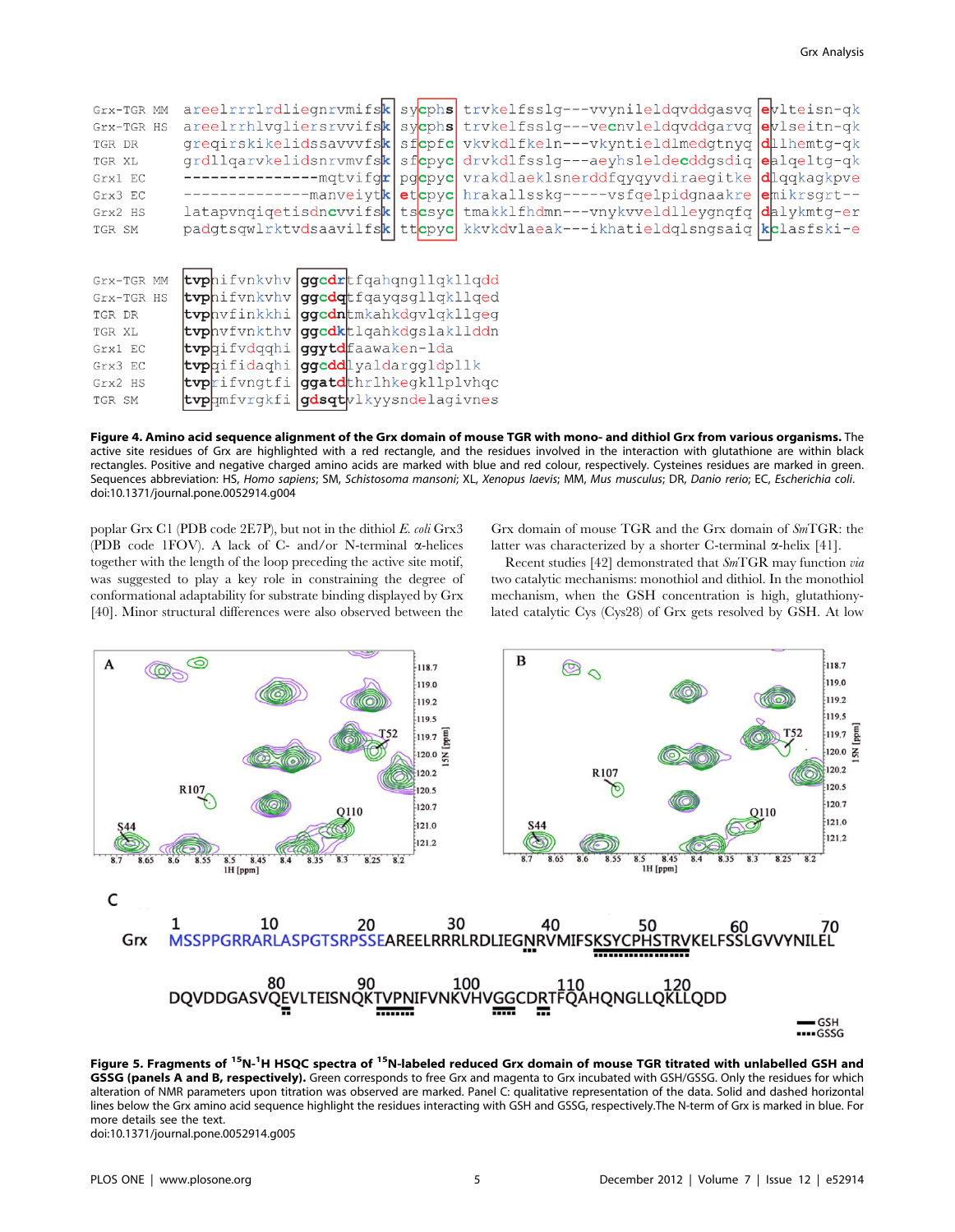```
Grx-TGR MM  areelrrrlrdliegnrvmifsk sycphs trvkelfsslg---vvynileldqvddgasvq evlteisn-qk
Grx-TGR HS  areelrrhlvgliersrvvifsk sycphs trvkelfsslg---vecnvleldqvddgarvq evlseitn-qk
TGR DR      greqirskikelidssavvvfsk sfcpfc vkvkdlfkeln---vkyntieldlmedgtnyq dllhemtg-qk
TGR XL      grdllqarvkelidsnrvmvfsk sfcpyc drvkdlfsslg---aeyhsleldecddgsdiq ealqeltg-qk
Grx1 EC     ---------------mqtvifgr pgcpyc vrakdlaeklsnerddfqyqyvdiraegitke dlqqkagkpve
Grx3 EC     --------------manveiytk etcpyc hrakallsskg-----vsfqelpidgnaakre emikrsgrt--
Grx2 HS     latapvnqiqetisdncvvifsk tscsyc tmakklfhdmn---vnykvveldlleygnqfq dalykmtg-er
TGR SM      padgtsqwlrktvdsaavilfsk ttcpyc kkvkdvlaeak---ikhatieldqlsngsaiq kclasfski-e

Grx-TGR MM  tvphifvnkvhv ggcdrtfqahqngllqkllqdd
Grx-TGR HS  tvphifvnkvhv ggcdqtfqayqsgllqkllqed
TGR DR      tvphvfinkkhi ggcdntmkahkdgvlqkllgeg
TGR XL      tvphvfvnkthv ggcdktlqahkdgslaklldn
Grx1 EC     tvpqifvdqqhi ggytdfaawaken-lda
Grx3 EC     tvpqififdaqhi ggcddlyaldarggldpllk
Grx2 HS     tvprifvngtfi ggatdthrlhkegkllplvhqc
TGR SM      tvpqmfvrgkfi gdsqtvlkyysndelagivnes
```

**Figure 4. Amino acid sequence alignment of the Grx domain of mouse TGR with mono- and dithiol Grx from various organisms.** The active site residues of Grx are highlighted with a red rectangle, and the residues involved in the interaction with glutathione are within black rectangles. Positive and negative charged amino acids are marked with blue and red colour, respectively. Cysteines residues are marked in green. Sequences abbreviation: HS, *Homo sapiens*; SM, *Schistosoma mansoni*; XL, *Xenopus laevis*; MM, *Mus musculus*; DR, *Danio rerio*; EC, *Escherichia coli*.
doi:10.1371/journal.pone.0052914.g004

poplar Grx C1 (PDB code 2E7P), but not in the dithiol *E. coli* Grx3 (PDB code 1FOV). A lack of C- and/or N-terminal α-helices together with the length of the loop preceding the active site motif, was suggested to play a key role in constraining the degree of conformational adaptability for substrate binding displayed by Grx [40]. Minor structural differences were also observed between the Grx domain of mouse TGR and the Grx domain of *Sm*TGR: the latter was characterized by a shorter C-terminal α-helix [41].

Recent studies [42] demonstrated that *Sm*TGR may function *via* two catalytic mechanisms: monothiol and dithiol. In the monothiol mechanism, when the GSH concentration is high, glutathionylated catalytic Cys (Cys28) of Grx gets resolved by GSH. At low

**Figure 5. Fragments of $^{15}$N-$^{1}$H HSQC spectra of $^{15}$N-labeled reduced Grx domain of mouse TGR titrated with unlabelled GSH and GSSG (panels A and B, respectively).** Green corresponds to free Grx and magenta to Grx incubated with GSH/GSSG. Only the residues for which alteration of NMR parameters upon titration was observed are marked. Panel C: qualitative representation of the data. Solid and dashed horizontal lines below the Grx amino acid sequence highlight the residues interacting with GSH and GSSG, respectively.The N-term of Grx is marked in blue. For more details see the text.
doi:10.1371/journal.pone.0052914.g005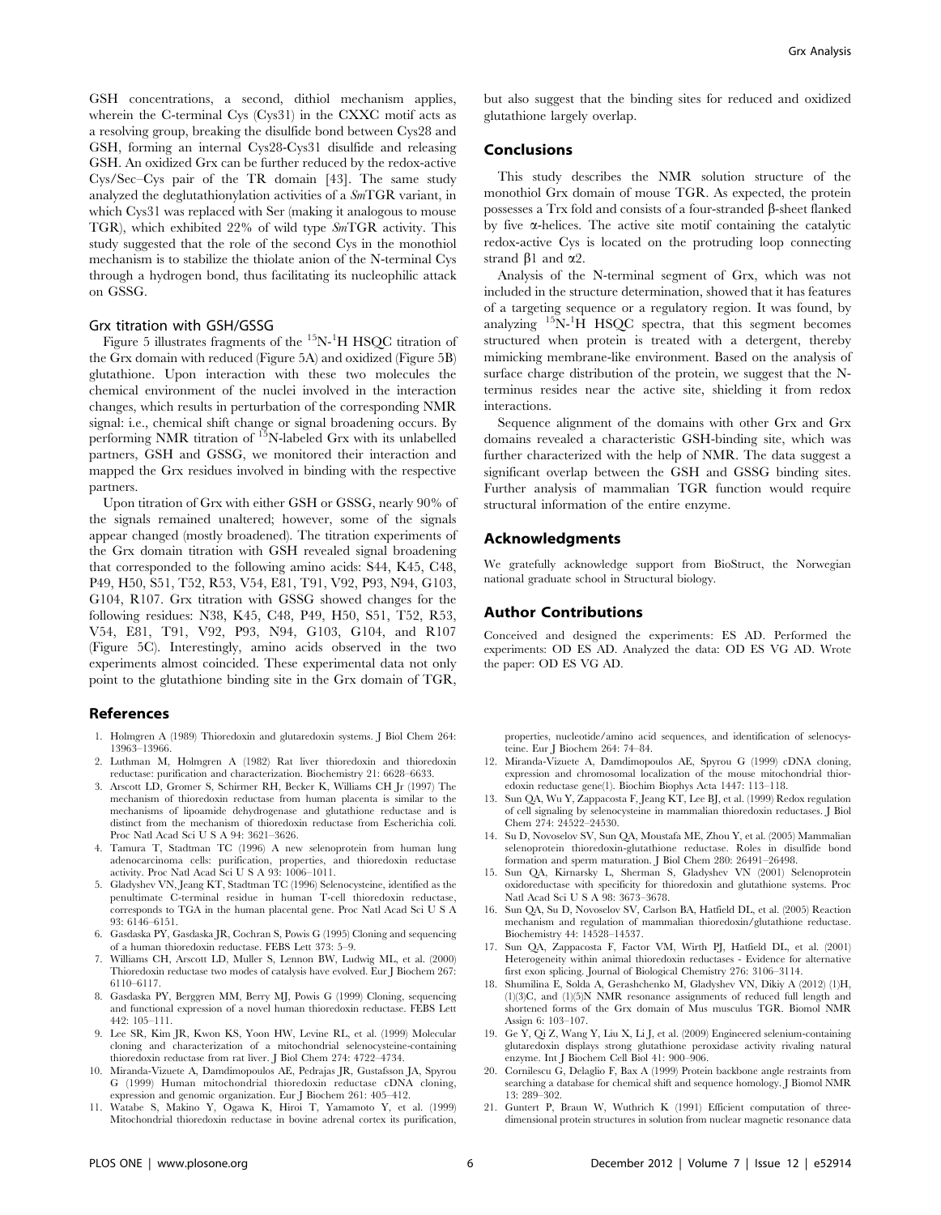GSH concentrations, a second, dithiol mechanism applies, wherein the C-terminal Cys (Cys31) in the CXXC motif acts as a resolving group, breaking the disulfide bond between Cys28 and GSH, forming an internal Cys28-Cys31 disulfide and releasing GSH. An oxidized Grx can be further reduced by the redox-active Cys/Sec–Cys pair of the TR domain [43]. The same study analyzed the deglutathionylation activities of a *Sm*TGR variant, in which Cys31 was replaced with Ser (making it analogous to mouse TGR), which exhibited 22% of wild type *Sm*TGR activity. This study suggested that the role of the second Cys in the monothiol mechanism is to stabilize the thiolate anion of the N-terminal Cys through a hydrogen bond, thus facilitating its nucleophilic attack on GSSG.

### Grx titration with GSH/GSSG

Figure 5 illustrates fragments of the $^{15}$N-$^{1}$H HSQC titration of the Grx domain with reduced (Figure 5A) and oxidized (Figure 5B) glutathione. Upon interaction with these two molecules the chemical environment of the nuclei involved in the interaction changes, which results in perturbation of the corresponding NMR signal: i.e., chemical shift change or signal broadening occurs. By performing NMR titration of $^{15}$N-labeled Grx with its unlabelled partners, GSH and GSSG, we monitored their interaction and mapped the Grx residues involved in binding with the respective partners.

Upon titration of Grx with either GSH or GSSG, nearly 90% of the signals remained unaltered; however, some of the signals appear changed (mostly broadened). The titration experiments of the Grx domain titration with GSH revealed signal broadening that corresponded to the following amino acids: S44, K45, C48, P49, H50, S51, T52, R53, V54, E81, T91, V92, P93, N94, G103, G104, R107. Grx titration with GSSG showed changes for the following residues: N38, K45, C48, P49, H50, S51, T52, R53, V54, E81, T91, V92, P93, N94, G103, G104, and R107 (Figure 5C). Interestingly, amino acids observed in the two experiments almost coincided. These experimental data not only point to the glutathione binding site in the Grx domain of TGR, but also suggest that the binding sites for reduced and oxidized glutathione largely overlap.

## Conclusions

This study describes the NMR solution structure of the monothiol Grx domain of mouse TGR. As expected, the protein possesses a Trx fold and consists of a four-stranded β-sheet flanked by five α-helices. The active site motif containing the catalytic redox-active Cys is located on the protruding loop connecting strand β1 and α2.

Analysis of the N-terminal segment of Grx, which was not included in the structure determination, showed that it has features of a targeting sequence or a regulatory region. It was found, by analyzing $^{15}$N-$^{1}$H HSQC spectra, that this segment becomes structured when protein is treated with a detergent, thereby mimicking membrane-like environment. Based on the analysis of surface charge distribution of the protein, we suggest that the N-terminus resides near the active site, shielding it from redox interactions.

Sequence alignment of the domains with other Grx and Grx domains revealed a characteristic GSH-binding site, which was further characterized with the help of NMR. The data suggest a significant overlap between the GSH and GSSG binding sites. Further analysis of mammalian TGR function would require structural information of the entire enzyme.

## Acknowledgments

We gratefully acknowledge support from BioStruct, the Norwegian national graduate school in Structural biology.

## Author Contributions

Conceived and designed the experiments: ES AD. Performed the experiments: OD ES AD. Analyzed the data: OD ES VG AD. Wrote the paper: OD ES VG AD.

## References

1. Holmgren A (1989) Thioredoxin and glutaredoxin systems. J Biol Chem 264: 13963–13966.
2. Luthman M, Holmgren A (1982) Rat liver thioredoxin and thioredoxin reductase: purification and characterization. Biochemistry 21: 6628–6633.
3. Arscott LD, Gromer S, Schirmer RH, Becker K, Williams CH Jr (1997) The mechanism of thioredoxin reductase from human placenta is similar to the mechanisms of lipoamide dehydrogenase and glutathione reductase and is distinct from the mechanism of thioredoxin reductase from Escherichia coli. Proc Natl Acad Sci U S A 94: 3621–3626.
4. Tamura T, Stadtman TC (1996) A new selenoprotein from human lung adenocarcinoma cells: purification, properties, and thioredoxin reductase activity. Proc Natl Acad Sci U S A 93: 1006–1011.
5. Gladyshev VN, Jeang KT, Stadtman TC (1996) Selenocysteine, identified as the penultimate C-terminal residue in human T-cell thioredoxin reductase, corresponds to TGA in the human placental gene. Proc Natl Acad Sci U S A 93: 6146–6151.
6. Gasdaska PY, Gasdaska JR, Cochran S, Powis G (1995) Cloning and sequencing of a human thioredoxin reductase. FEBS Lett 373: 5–9.
7. Williams CH, Arscott LD, Muller S, Lennon BW, Ludwig ML, et al. (2000) Thioredoxin reductase two modes of catalysis have evolved. Eur J Biochem 267: 6110–6117.
8. Gasdaska PY, Berggren MM, Berry MJ, Powis G (1999) Cloning, sequencing and functional expression of a novel human thioredoxin reductase. FEBS Lett 442: 105–111.
9. Lee SR, Kim JR, Kwon KS, Yoon HW, Levine RL, et al. (1999) Molecular cloning and characterization of a mitochondrial selenocysteine-containing thioredoxin reductase from rat liver. J Biol Chem 274: 4722–4734.
10. Miranda-Vizuete A, Damdimopoulos AE, Pedrajas JR, Gustafsson JA, Spyrou G (1999) Human mitochondrial thioredoxin reductase cDNA cloning, expression and genomic organization. Eur J Biochem 261: 405–412.
11. Watabe S, Makino Y, Ogawa K, Hiroi T, Yamamoto Y, et al. (1999) Mitochondrial thioredoxin reductase in bovine adrenal cortex its purification, properties, nucleotide/amino acid sequences, and identification of selenocysteine. Eur J Biochem 264: 74–84.
12. Miranda-Vizuete A, Damdimopoulos AE, Spyrou G (1999) cDNA cloning, expression and chromosomal localization of the mouse mitochondrial thioredoxin reductase gene(1). Biochim Biophys Acta 1447: 113–118.
13. Sun QA, Wu Y, Zappacosta F, Jeang KT, Lee BJ, et al. (1999) Redox regulation of cell signaling by selenocysteine in mammalian thioredoxin reductases. J Biol Chem 274: 24522–24530.
14. Su D, Novoselov SV, Sun QA, Moustafa ME, Zhou Y, et al. (2005) Mammalian selenoprotein thioredoxin-glutathione reductase. Roles in disulfide bond formation and sperm maturation. J Biol Chem 280: 26491–26498.
15. Sun QA, Kirnarsky L, Sherman S, Gladyshev VN (2001) Selenoprotein oxidoreductase with specificity for thioredoxin and glutathione systems. Proc Natl Acad Sci U S A 98: 3673–3678.
16. Sun QA, Su D, Novoselov SV, Carlson BA, Hatfield DL, et al. (2005) Reaction mechanism and regulation of mammalian thioredoxin/glutathione reductase. Biochemistry 44: 14528–14537.
17. Sun QA, Zappacosta F, Factor VM, Wirth PJ, Hatfield DL, et al. (2001) Heterogeneity within animal thioredoxin reductases - Evidence for alternative first exon splicing. Journal of Biological Chemistry 276: 3106–3114.
18. Shumilina E, Solda A, Gerashchenko M, Gladyshev VN, Dikiy A (2012) (1)H, (1)(3)C, and (1)(5)N NMR resonance assignments of reduced full length and shortened forms of the Grx domain of Mus musculus TGR. Biomol NMR Assign 6: 103–107.
19. Ge Y, Qi Z, Wang Y, Liu X, Li J, et al. (2009) Engineered selenium-containing glutaredoxin displays strong glutathione peroxidase activity rivaling natural enzyme. Int J Biochem Cell Biol 41: 900–906.
20. Cornilescu G, Delaglio F, Bax A (1999) Protein backbone angle restraints from searching a database for chemical shift and sequence homology. J Biomol NMR 13: 289–302.
21. Guntert P, Braun W, Wuthrich K (1991) Efficient computation of three-dimensional protein structures in solution from nuclear magnetic resonance data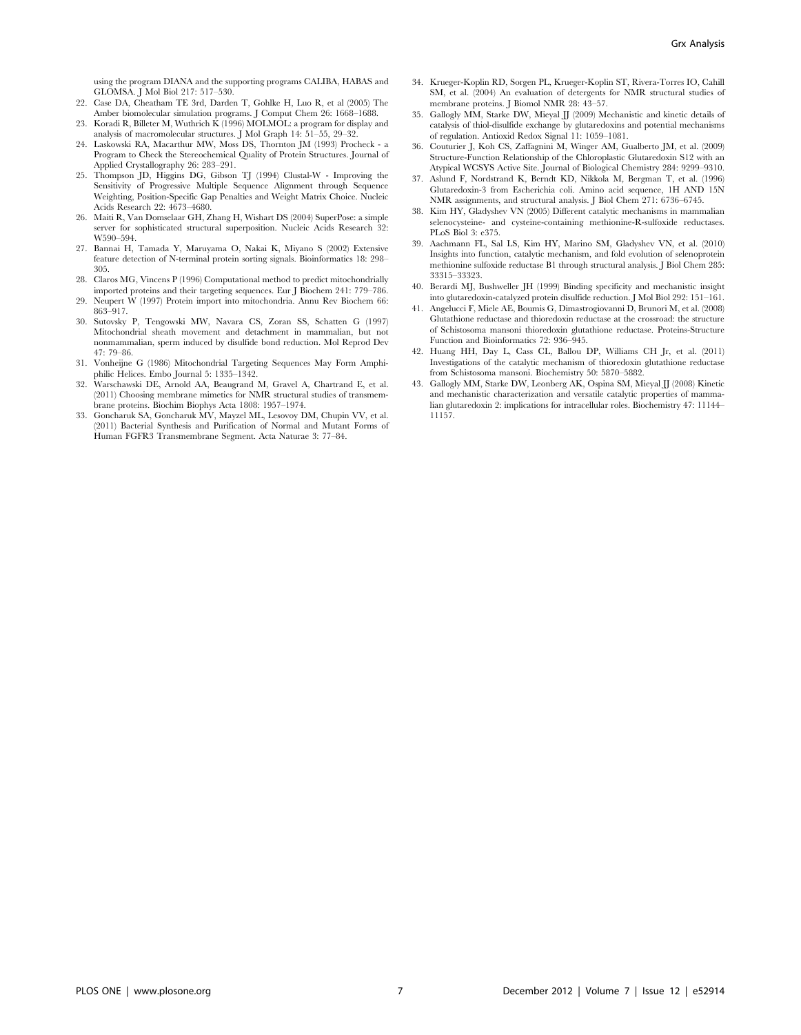using the program DIANA and the supporting programs CALIBA, HABAS and GLOMSA. J Mol Biol 217: 517–530.

22. Case DA, Cheatham TE 3rd, Darden T, Gohlke H, Luo R, et al (2005) The Amber biomolecular simulation programs. J Comput Chem 26: 1668–1688.
23. Koradi R, Billeter M, Wuthrich K (1996) MOLMOL: a program for display and analysis of macromolecular structures. J Mol Graph 14: 51–55, 29–32.
24. Laskowski RA, Macarthur MW, Moss DS, Thornton JM (1993) Procheck - a Program to Check the Stereochemical Quality of Protein Structures. Journal of Applied Crystallography 26: 283–291.
25. Thompson JD, Higgins DG, Gibson TJ (1994) Clustal-W - Improving the Sensitivity of Progressive Multiple Sequence Alignment through Sequence Weighting, Position-Specific Gap Penalties and Weight Matrix Choice. Nucleic Acids Research 22: 4673–4680.
26. Maiti R, Van Domselaar GH, Zhang H, Wishart DS (2004) SuperPose: a simple server for sophisticated structural superposition. Nucleic Acids Research 32: W590–594.
27. Bannai H, Tamada Y, Maruyama O, Nakai K, Miyano S (2002) Extensive feature detection of N-terminal protein sorting signals. Bioinformatics 18: 298–305.
28. Claros MG, Vincens P (1996) Computational method to predict mitochondrially imported proteins and their targeting sequences. Eur J Biochem 241: 779–786.
29. Neupert W (1997) Protein import into mitochondria. Annu Rev Biochem 66: 863–917.
30. Sutovsky P, Tengowski MW, Navara CS, Zoran SS, Schatten G (1997) Mitochondrial sheath movement and detachment in mammalian, but not nonmammalian, sperm induced by disulfide bond reduction. Mol Reprod Dev 47: 79–86.
31. Vonheijne G (1986) Mitochondrial Targeting Sequences May Form Amphiphilic Helices. Embo Journal 5: 1335–1342.
32. Warschawski DE, Arnold AA, Beaugrand M, Gravel A, Chartrand E, et al. (2011) Choosing membrane mimetics for NMR structural studies of transmembrane proteins. Biochim Biophys Acta 1808: 1957–1974.
33. Goncharuk SA, Goncharuk MV, Mayzel ML, Lesovoy DM, Chupin VV, et al. (2011) Bacterial Synthesis and Purification of Normal and Mutant Forms of Human FGFR3 Transmembrane Segment. Acta Naturae 3: 77–84.
34. Krueger-Koplin RD, Sorgen PL, Krueger-Koplin ST, Rivera-Torres IO, Cahill SM, et al. (2004) An evaluation of detergents for NMR structural studies of membrane proteins. J Biomol NMR 28: 43–57.
35. Gallogly MM, Starke DW, Mieyal JJ (2009) Mechanistic and kinetic details of catalysis of thiol-disulfide exchange by glutaredoxins and potential mechanisms of regulation. Antioxid Redox Signal 11: 1059–1081.
36. Couturier J, Koh CS, Zaffagnini M, Winger AM, Gualberto JM, et al. (2009) Structure-Function Relationship of the Chloroplastic Glutaredoxin S12 with an Atypical WCSYS Active Site. Journal of Biological Chemistry 284: 9299–9310.
37. Aslund F, Nordstrand K, Berndt KD, Nikkola M, Bergman T, et al. (1996) Glutaredoxin-3 from Escherichia coli. Amino acid sequence, 1H AND 15N NMR assignments, and structural analysis. J Biol Chem 271: 6736–6745.
38. Kim HY, Gladyshev VN (2005) Different catalytic mechanisms in mammalian selenocysteine- and cysteine-containing methionine-R-sulfoxide reductases. PLoS Biol 3: e375.
39. Aachmann FL, Sal LS, Kim HY, Marino SM, Gladyshev VN, et al. (2010) Insights into function, catalytic mechanism, and fold evolution of selenoprotein methionine sulfoxide reductase B1 through structural analysis. J Biol Chem 285: 33315–33323.
40. Berardi MJ, Bushweller JH (1999) Binding specificity and mechanistic insight into glutaredoxin-catalyzed protein disulfide reduction. J Mol Biol 292: 151–161.
41. Angelucci F, Miele AE, Boumis G, Dimastrogiovanni D, Brunori M, et al. (2008) Glutathione reductase and thioredoxin reductase at the crossroad: the structure of Schistosoma mansoni thioredoxin glutathione reductase. Proteins-Structure Function and Bioinformatics 72: 936–945.
42. Huang HH, Day L, Cass CL, Ballou DP, Williams CH Jr, et al. (2011) Investigations of the catalytic mechanism of thioredoxin glutathione reductase from Schistosoma mansoni. Biochemistry 50: 5870–5882.
43. Gallogly MM, Starke DW, Leonberg AK, Ospina SM, Mieyal JJ (2008) Kinetic and mechanistic characterization and versatile catalytic properties of mammalian glutaredoxin 2: implications for intracellular roles. Biochemistry 47: 11144–11157.